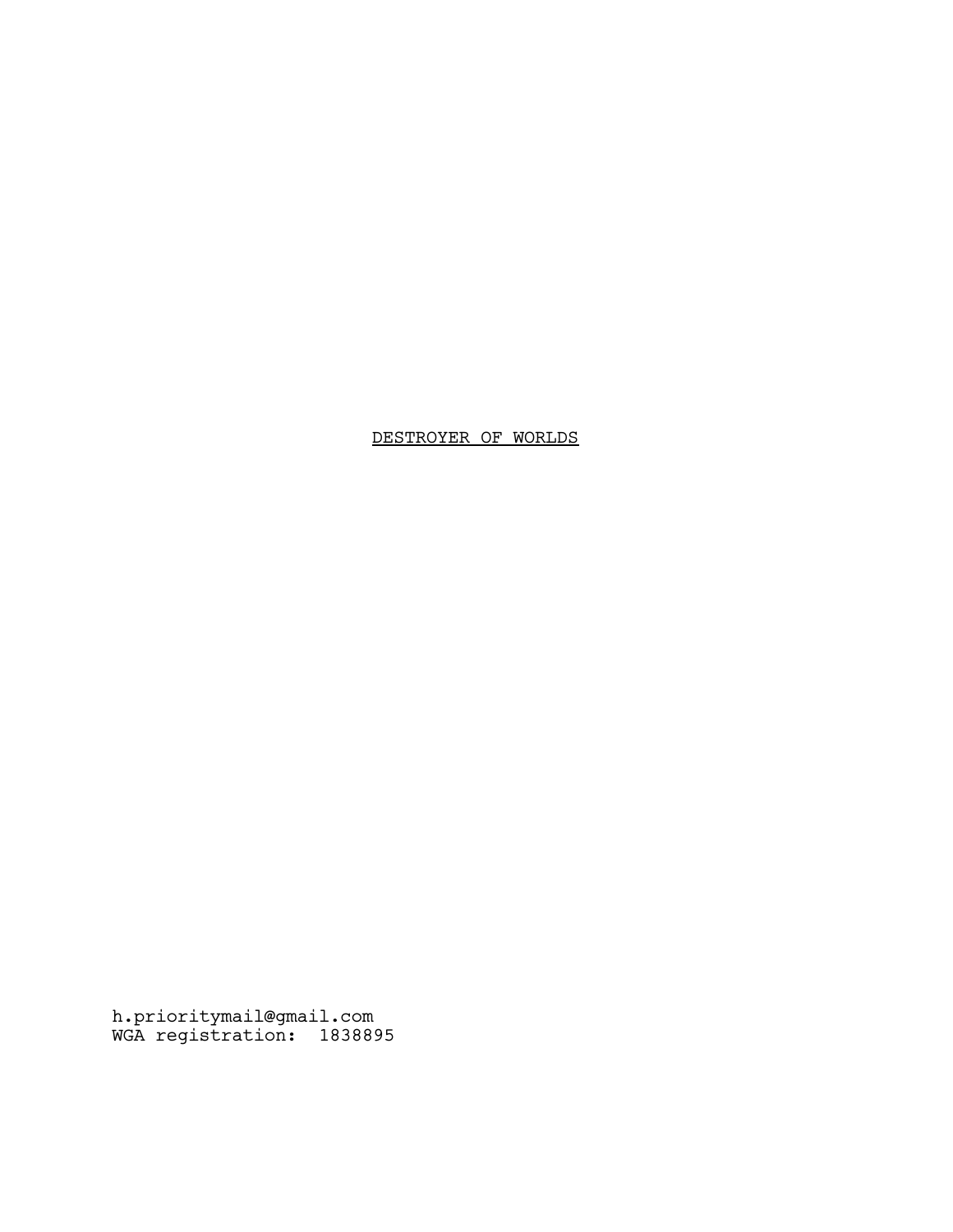# <u>DESTROYER OF WORLDS</u>

h.prioritymail@gmail.com
WGA registration:  1838895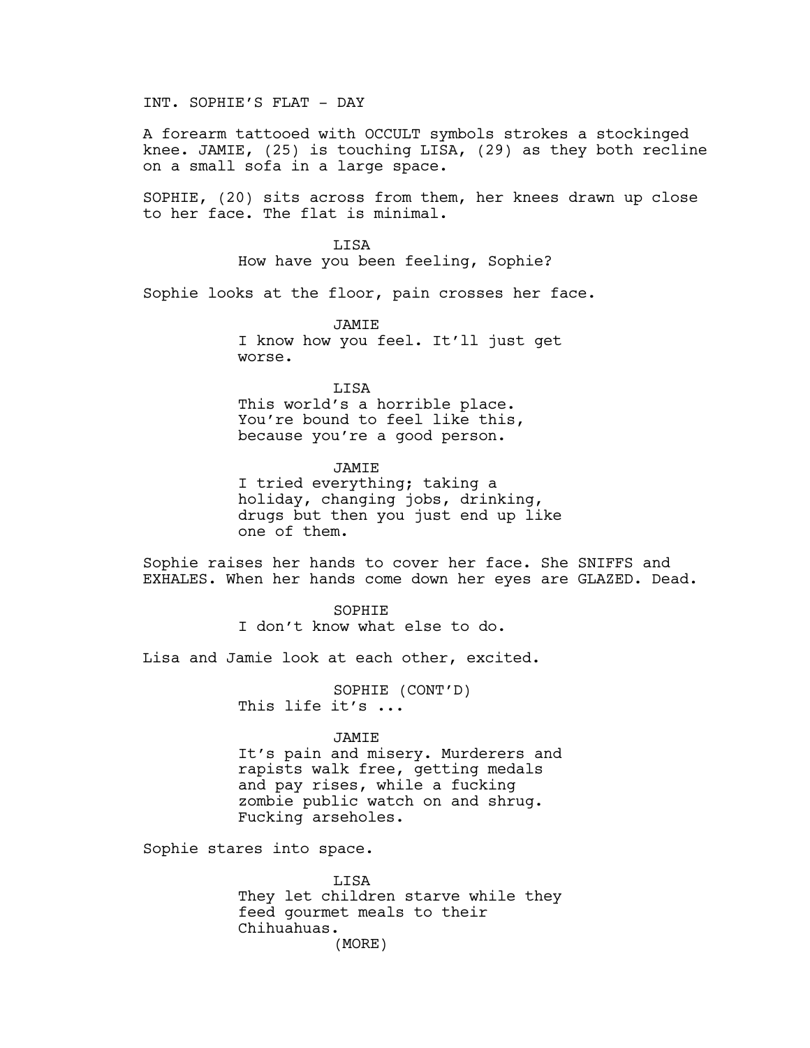INT. SOPHIE'S FLAT - DAY

A forearm tattooed with OCCULT symbols strokes a stockinged knee. JAMIE, (25) is touching LISA, (29) as they both recline on a small sofa in a large space.

SOPHIE, (20) sits across from them, her knees drawn up close to her face. The flat is minimal.

LISA
How have you been feeling, Sophie?

Sophie looks at the floor, pain crosses her face.

JAMIE
I know how you feel. It'll just get worse.

LISA
This world's a horrible place. You're bound to feel like this, because you're a good person.

JAMIE
I tried everything; taking a holiday, changing jobs, drinking, drugs but then you just end up like one of them.

Sophie raises her hands to cover her face. She SNIFFS and EXHALES. When her hands come down her eyes are GLAZED. Dead.

SOPHIE
I don't know what else to do.

Lisa and Jamie look at each other, excited.

SOPHIE (CONT'D)
This life it's ...

JAMIE
It's pain and misery. Murderers and rapists walk free, getting medals and pay rises, while a fucking zombie public watch on and shrug. Fucking arseholes.

Sophie stares into space.

LISA
They let children starve while they feed gourmet meals to their Chihuahuas.
(MORE)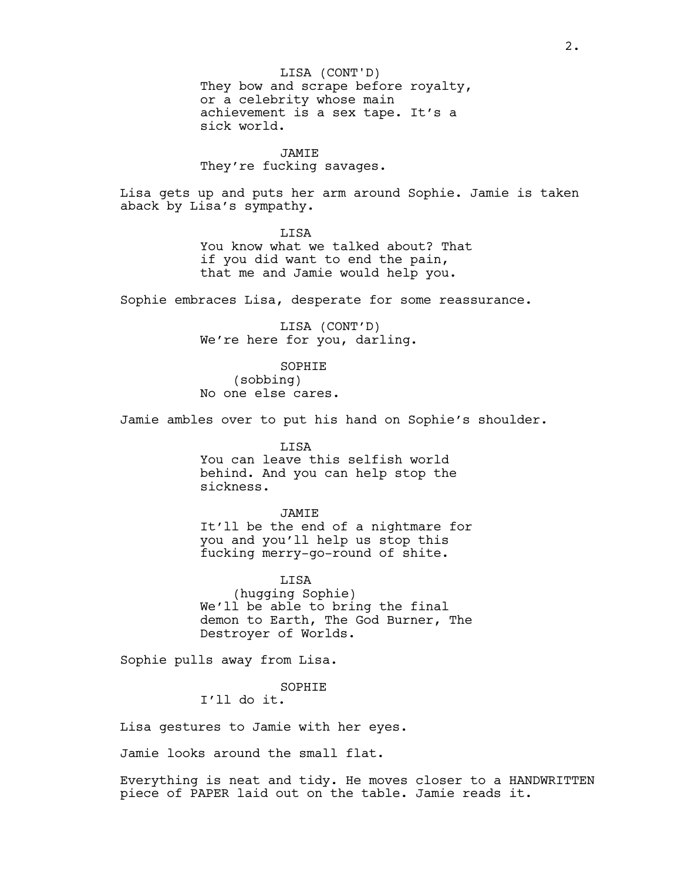LISA (CONT'D)
They bow and scrape before royalty, or a celebrity whose main achievement is a sex tape. It's a sick world.

JAMIE
They're fucking savages.

Lisa gets up and puts her arm around Sophie. Jamie is taken aback by Lisa's sympathy.

LISA
You know what we talked about? That if you did want to end the pain, that me and Jamie would help you.

Sophie embraces Lisa, desperate for some reassurance.

LISA (CONT'D)
We're here for you, darling.

SOPHIE
(sobbing)
No one else cares.

Jamie ambles over to put his hand on Sophie's shoulder.

LISA
You can leave this selfish world behind. And you can help stop the sickness.

JAMIE
It'll be the end of a nightmare for you and you'll help us stop this fucking merry-go-round of shite.

LISA
(hugging Sophie)
We'll be able to bring the final demon to Earth, The God Burner, The Destroyer of Worlds.

Sophie pulls away from Lisa.

SOPHIE
I'll do it.

Lisa gestures to Jamie with her eyes.

Jamie looks around the small flat.

Everything is neat and tidy. He moves closer to a HANDWRITTEN piece of PAPER laid out on the table. Jamie reads it.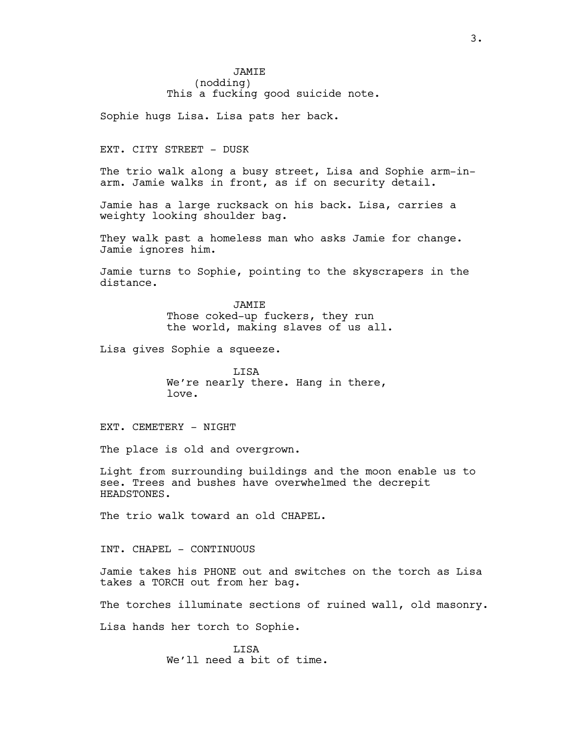JAMIE
(nodding)
This a fucking good suicide note.

Sophie hugs Lisa. Lisa pats her back.

EXT. CITY STREET - DUSK

The trio walk along a busy street, Lisa and Sophie arm-in-arm. Jamie walks in front, as if on security detail.

Jamie has a large rucksack on his back. Lisa, carries a weighty looking shoulder bag.

They walk past a homeless man who asks Jamie for change. Jamie ignores him.

Jamie turns to Sophie, pointing to the skyscrapers in the distance.

JAMIE
Those coked-up fuckers, they run the world, making slaves of us all.

Lisa gives Sophie a squeeze.

LISA
We're nearly there. Hang in there, love.

EXT. CEMETERY - NIGHT

The place is old and overgrown.

Light from surrounding buildings and the moon enable us to see. Trees and bushes have overwhelmed the decrepit HEADSTONES.

The trio walk toward an old CHAPEL.

INT. CHAPEL - CONTINUOUS

Jamie takes his PHONE out and switches on the torch as Lisa takes a TORCH out from her bag.

The torches illuminate sections of ruined wall, old masonry.

Lisa hands her torch to Sophie.

LISA
We'll need a bit of time.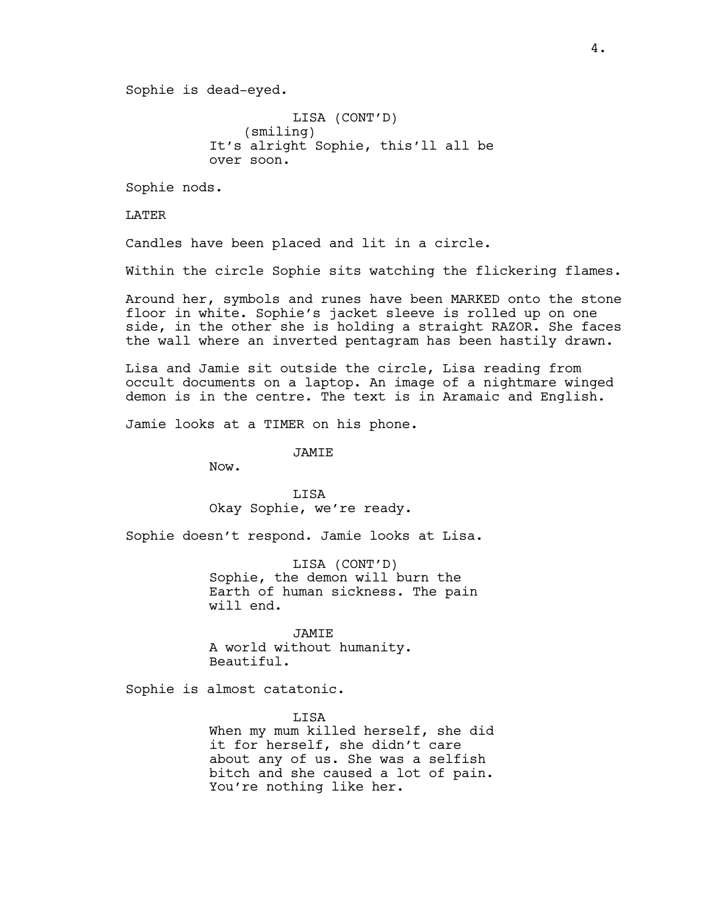Sophie is dead-eyed.

LISA (CONT'D)
(smiling)
It's alright Sophie, this'll all be over soon.

Sophie nods.

LATER

Candles have been placed and lit in a circle.

Within the circle Sophie sits watching the flickering flames.

Around her, symbols and runes have been MARKED onto the stone floor in white. Sophie's jacket sleeve is rolled up on one side, in the other she is holding a straight RAZOR. She faces the wall where an inverted pentagram has been hastily drawn.

Lisa and Jamie sit outside the circle, Lisa reading from occult documents on a laptop. An image of a nightmare winged demon is in the centre. The text is in Aramaic and English.

Jamie looks at a TIMER on his phone.

JAMIE
Now.

LISA
Okay Sophie, we're ready.

Sophie doesn't respond. Jamie looks at Lisa.

LISA (CONT'D)
Sophie, the demon will burn the Earth of human sickness. The pain will end.

JAMIE
A world without humanity. Beautiful.

Sophie is almost catatonic.

LISA
When my mum killed herself, she did it for herself, she didn't care about any of us. She was a selfish bitch and she caused a lot of pain. You're nothing like her.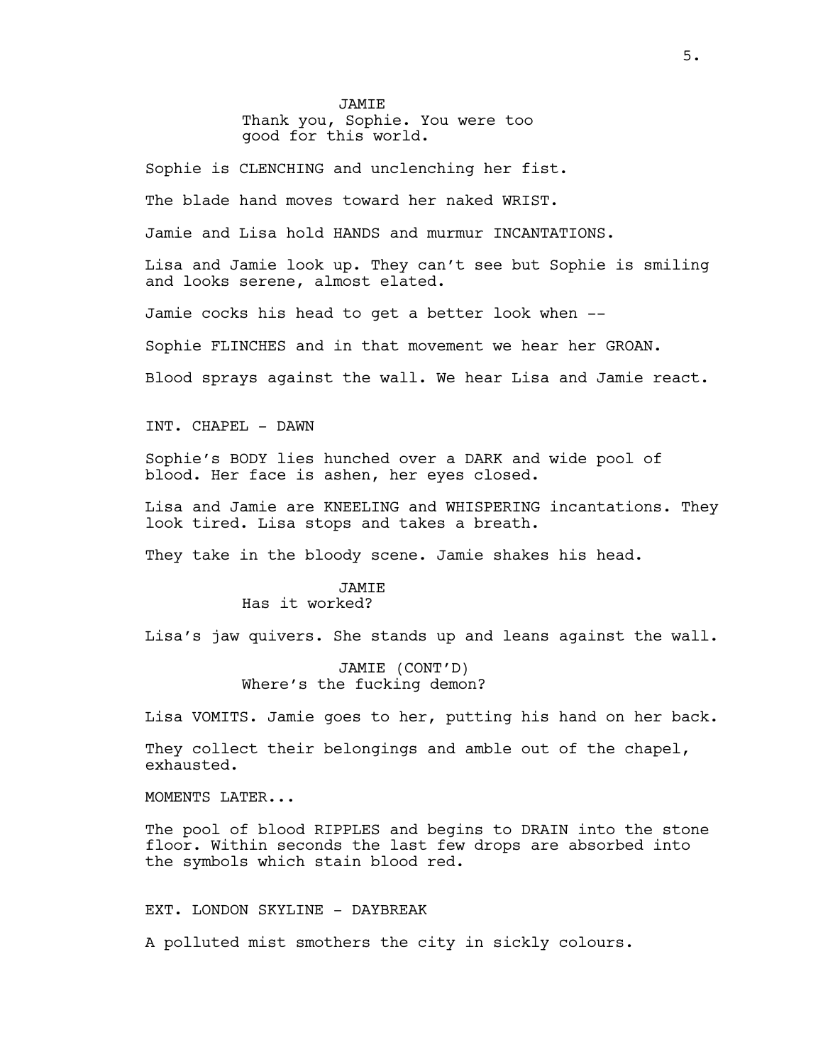JAMIE
Thank you, Sophie. You were too good for this world.

Sophie is CLENCHING and unclenching her fist.

The blade hand moves toward her naked WRIST.

Jamie and Lisa hold HANDS and murmur INCANTATIONS.

Lisa and Jamie look up. They can't see but Sophie is smiling and looks serene, almost elated.

Jamie cocks his head to get a better look when --

Sophie FLINCHES and in that movement we hear her GROAN.

Blood sprays against the wall. We hear Lisa and Jamie react.

INT. CHAPEL - DAWN

Sophie's BODY lies hunched over a DARK and wide pool of blood. Her face is ashen, her eyes closed.

Lisa and Jamie are KNEELING and WHISPERING incantations. They look tired. Lisa stops and takes a breath.

They take in the bloody scene. Jamie shakes his head.

JAMIE
Has it worked?

Lisa's jaw quivers. She stands up and leans against the wall.

JAMIE (CONT'D)
Where's the fucking demon?

Lisa VOMITS. Jamie goes to her, putting his hand on her back.

They collect their belongings and amble out of the chapel, exhausted.

MOMENTS LATER...

The pool of blood RIPPLES and begins to DRAIN into the stone floor. Within seconds the last few drops are absorbed into the symbols which stain blood red.

EXT. LONDON SKYLINE - DAYBREAK

A polluted mist smothers the city in sickly colours.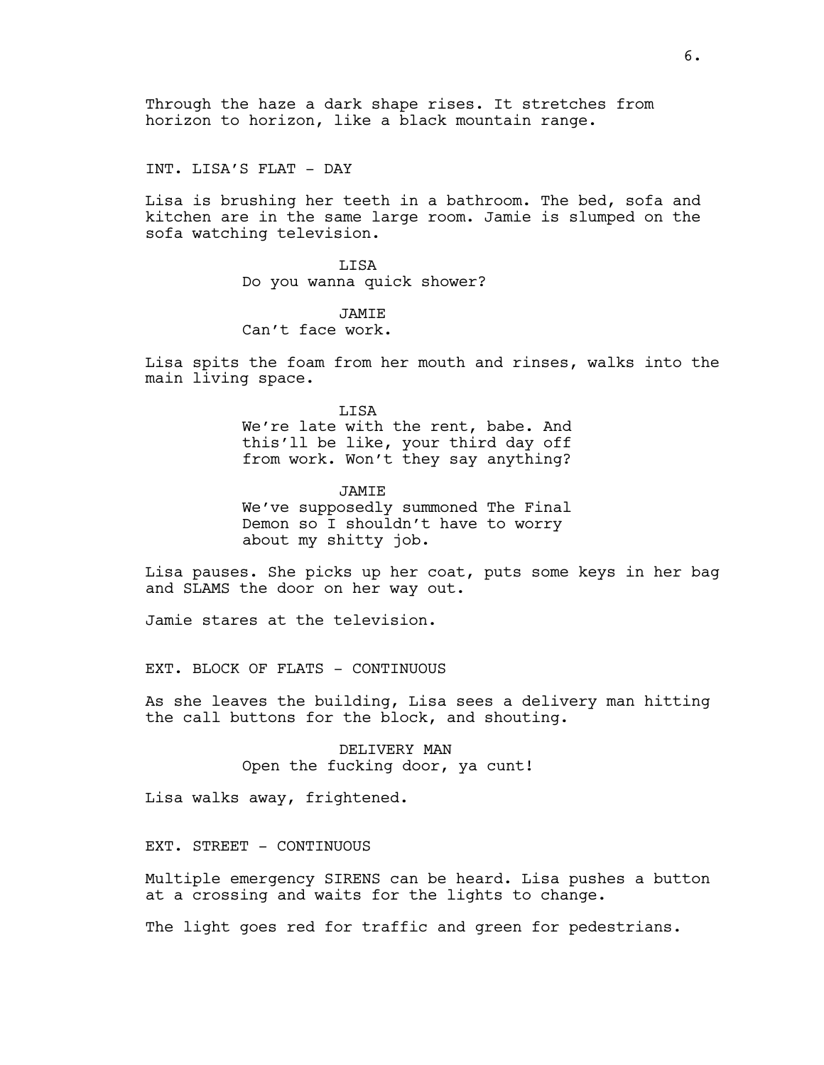Through the haze a dark shape rises. It stretches from horizon to horizon, like a black mountain range.

INT. LISA'S FLAT - DAY

Lisa is brushing her teeth in a bathroom. The bed, sofa and kitchen are in the same large room. Jamie is slumped on the sofa watching television.

LISA
Do you wanna quick shower?

JAMIE
Can't face work.

Lisa spits the foam from her mouth and rinses, walks into the main living space.

LISA
We're late with the rent, babe. And this'll be like, your third day off from work. Won't they say anything?

JAMIE
We've supposedly summoned The Final Demon so I shouldn't have to worry about my shitty job.

Lisa pauses. She picks up her coat, puts some keys in her bag and SLAMS the door on her way out.

Jamie stares at the television.

EXT. BLOCK OF FLATS - CONTINUOUS

As she leaves the building, Lisa sees a delivery man hitting the call buttons for the block, and shouting.

DELIVERY MAN
Open the fucking door, ya cunt!

Lisa walks away, frightened.

EXT. STREET - CONTINUOUS

Multiple emergency SIRENS can be heard. Lisa pushes a button at a crossing and waits for the lights to change.

The light goes red for traffic and green for pedestrians.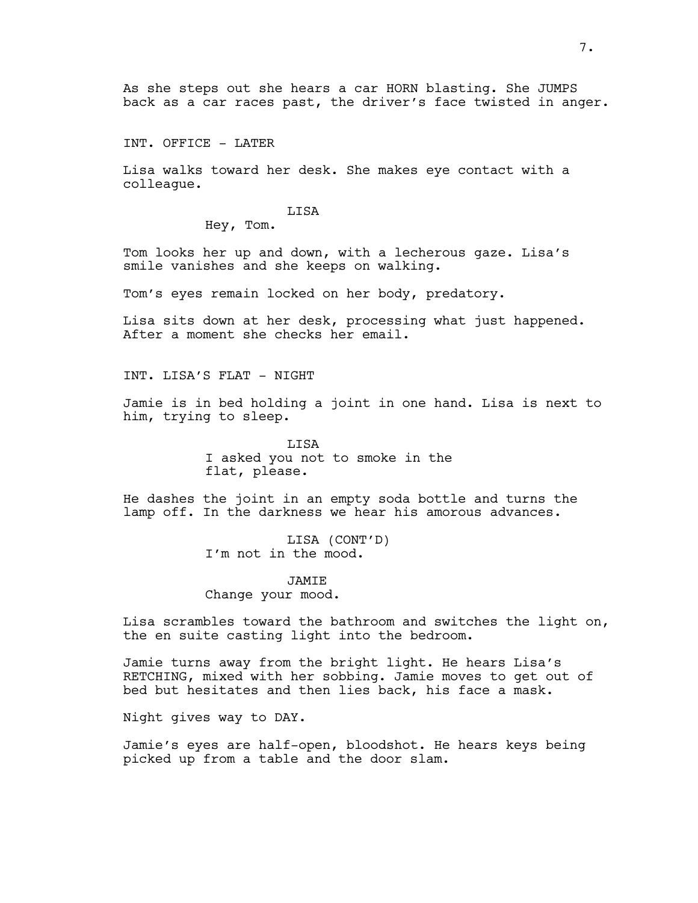As she steps out she hears a car HORN blasting. She JUMPS back as a car races past, the driver's face twisted in anger.

INT. OFFICE - LATER

Lisa walks toward her desk. She makes eye contact with a colleague.

LISA
Hey, Tom.

Tom looks her up and down, with a lecherous gaze. Lisa's smile vanishes and she keeps on walking.

Tom's eyes remain locked on her body, predatory.

Lisa sits down at her desk, processing what just happened. After a moment she checks her email.

INT. LISA'S FLAT - NIGHT

Jamie is in bed holding a joint in one hand. Lisa is next to him, trying to sleep.

LISA
I asked you not to smoke in the flat, please.

He dashes the joint in an empty soda bottle and turns the lamp off. In the darkness we hear his amorous advances.

LISA (CONT'D)
I'm not in the mood.

JAMIE
Change your mood.

Lisa scrambles toward the bathroom and switches the light on, the en suite casting light into the bedroom.

Jamie turns away from the bright light. He hears Lisa's RETCHING, mixed with her sobbing. Jamie moves to get out of bed but hesitates and then lies back, his face a mask.

Night gives way to DAY.

Jamie's eyes are half-open, bloodshot. He hears keys being picked up from a table and the door slam.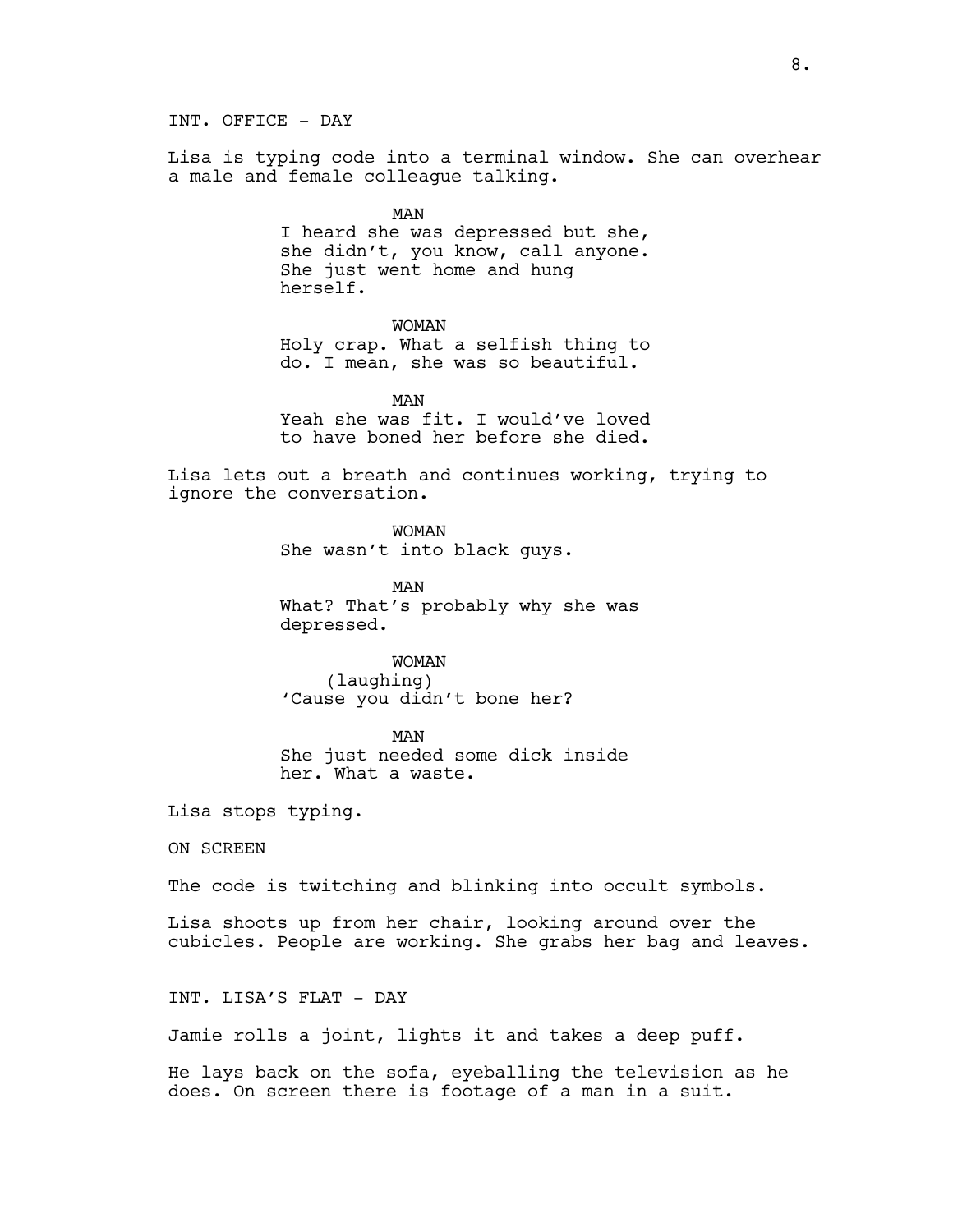INT. OFFICE - DAY

Lisa is typing code into a terminal window. She can overhear a male and female colleague talking.

MAN
I heard she was depressed but she, she didn't, you know, call anyone. She just went home and hung herself.

WOMAN
Holy crap. What a selfish thing to do. I mean, she was so beautiful.

MAN
Yeah she was fit. I would've loved to have boned her before she died.

Lisa lets out a breath and continues working, trying to ignore the conversation.

WOMAN
She wasn't into black guys.

MAN
What? That's probably why she was depressed.

WOMAN
(laughing)
'Cause you didn't bone her?

MAN
She just needed some dick inside her. What a waste.

Lisa stops typing.

ON SCREEN

The code is twitching and blinking into occult symbols.

Lisa shoots up from her chair, looking around over the cubicles. People are working. She grabs her bag and leaves.

INT. LISA'S FLAT - DAY

Jamie rolls a joint, lights it and takes a deep puff.

He lays back on the sofa, eyeballing the television as he does. On screen there is footage of a man in a suit.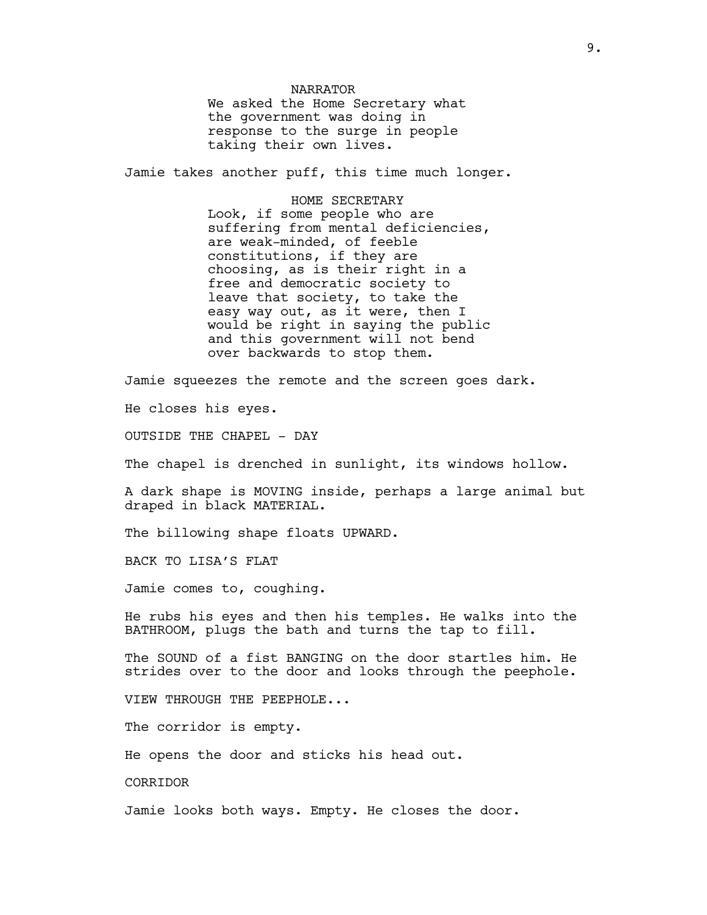NARRATOR
We asked the Home Secretary what the government was doing in response to the surge in people taking their own lives.

Jamie takes another puff, this time much longer.

HOME SECRETARY
Look, if some people who are suffering from mental deficiencies, are weak-minded, of feeble constitutions, if they are choosing, as is their right in a free and democratic society to leave that society, to take the easy way out, as it were, then I would be right in saying the public and this government will not bend over backwards to stop them.

Jamie squeezes the remote and the screen goes dark.

He closes his eyes.

OUTSIDE THE CHAPEL - DAY

The chapel is drenched in sunlight, its windows hollow.

A dark shape is MOVING inside, perhaps a large animal but draped in black MATERIAL.

The billowing shape floats UPWARD.

BACK TO LISA'S FLAT

Jamie comes to, coughing.

He rubs his eyes and then his temples. He walks into the BATHROOM, plugs the bath and turns the tap to fill.

The SOUND of a fist BANGING on the door startles him. He strides over to the door and looks through the peephole.

VIEW THROUGH THE PEEPHOLE...

The corridor is empty.

He opens the door and sticks his head out.

CORRIDOR

Jamie looks both ways. Empty. He closes the door.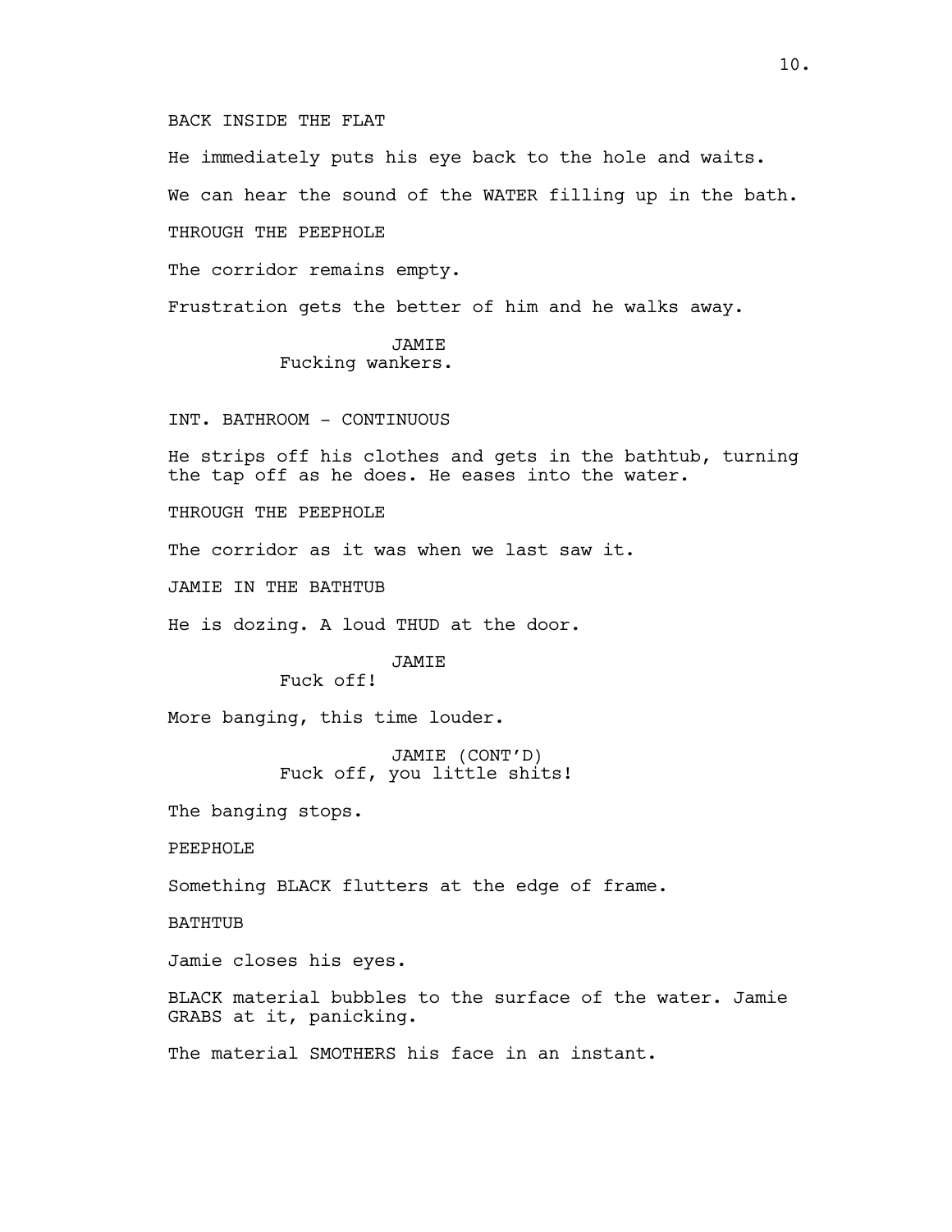BACK INSIDE THE FLAT

He immediately puts his eye back to the hole and waits.

We can hear the sound of the WATER filling up in the bath.

THROUGH THE PEEPHOLE

The corridor remains empty.

Frustration gets the better of him and he walks away.

JAMIE
Fucking wankers.

INT. BATHROOM - CONTINUOUS

He strips off his clothes and gets in the bathtub, turning the tap off as he does. He eases into the water.

THROUGH THE PEEPHOLE

The corridor as it was when we last saw it.

JAMIE IN THE BATHTUB

He is dozing. A loud THUD at the door.

JAMIE
Fuck off!

More banging, this time louder.

JAMIE (CONT'D)
Fuck off, you little shits!

The banging stops.

PEEPHOLE

Something BLACK flutters at the edge of frame.

BATHTUB

Jamie closes his eyes.

BLACK material bubbles to the surface of the water. Jamie GRABS at it, panicking.

The material SMOTHERS his face in an instant.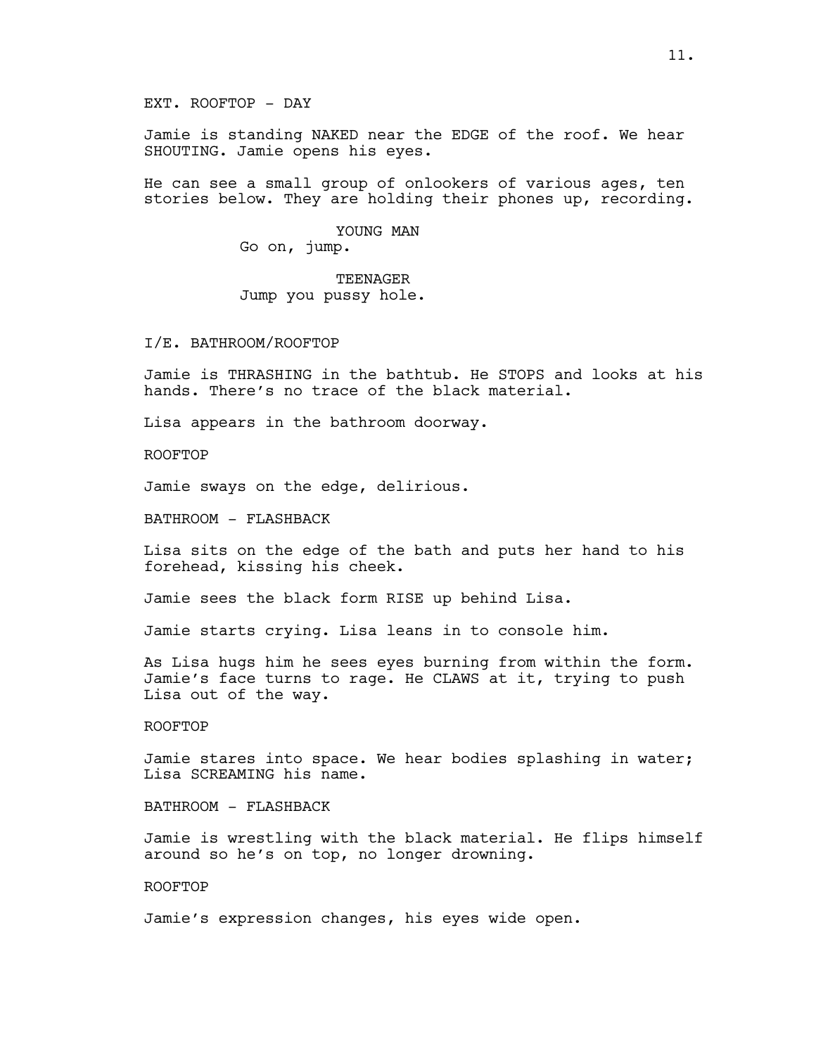EXT. ROOFTOP - DAY

Jamie is standing NAKED near the EDGE of the roof. We hear SHOUTING. Jamie opens his eyes.

He can see a small group of onlookers of various ages, ten stories below. They are holding their phones up, recording.

YOUNG MAN
Go on, jump.

TEENAGER
Jump you pussy hole.

I/E. BATHROOM/ROOFTOP

Jamie is THRASHING in the bathtub. He STOPS and looks at his hands. There's no trace of the black material.

Lisa appears in the bathroom doorway.

ROOFTOP

Jamie sways on the edge, delirious.

BATHROOM - FLASHBACK

Lisa sits on the edge of the bath and puts her hand to his forehead, kissing his cheek.

Jamie sees the black form RISE up behind Lisa.

Jamie starts crying. Lisa leans in to console him.

As Lisa hugs him he sees eyes burning from within the form. Jamie's face turns to rage. He CLAWS at it, trying to push Lisa out of the way.

ROOFTOP

Jamie stares into space. We hear bodies splashing in water; Lisa SCREAMING his name.

BATHROOM - FLASHBACK

Jamie is wrestling with the black material. He flips himself around so he's on top, no longer drowning.

ROOFTOP

Jamie's expression changes, his eyes wide open.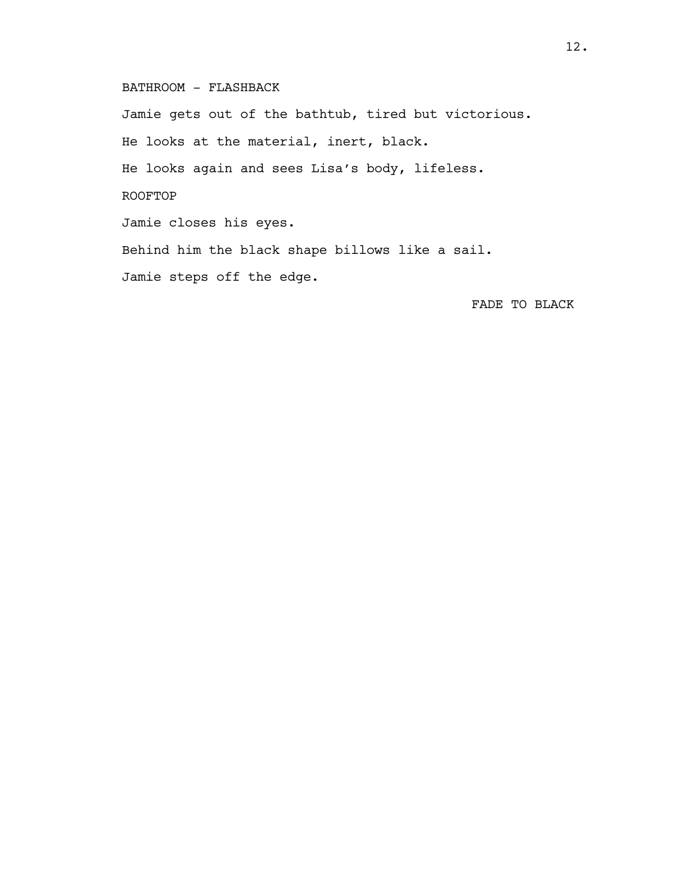BATHROOM - FLASHBACK

Jamie gets out of the bathtub, tired but victorious.

He looks at the material, inert, black.

He looks again and sees Lisa’s body, lifeless.

ROOFTOP

Jamie closes his eyes.

Behind him the black shape billows like a sail.

Jamie steps off the edge.

FADE TO BLACK